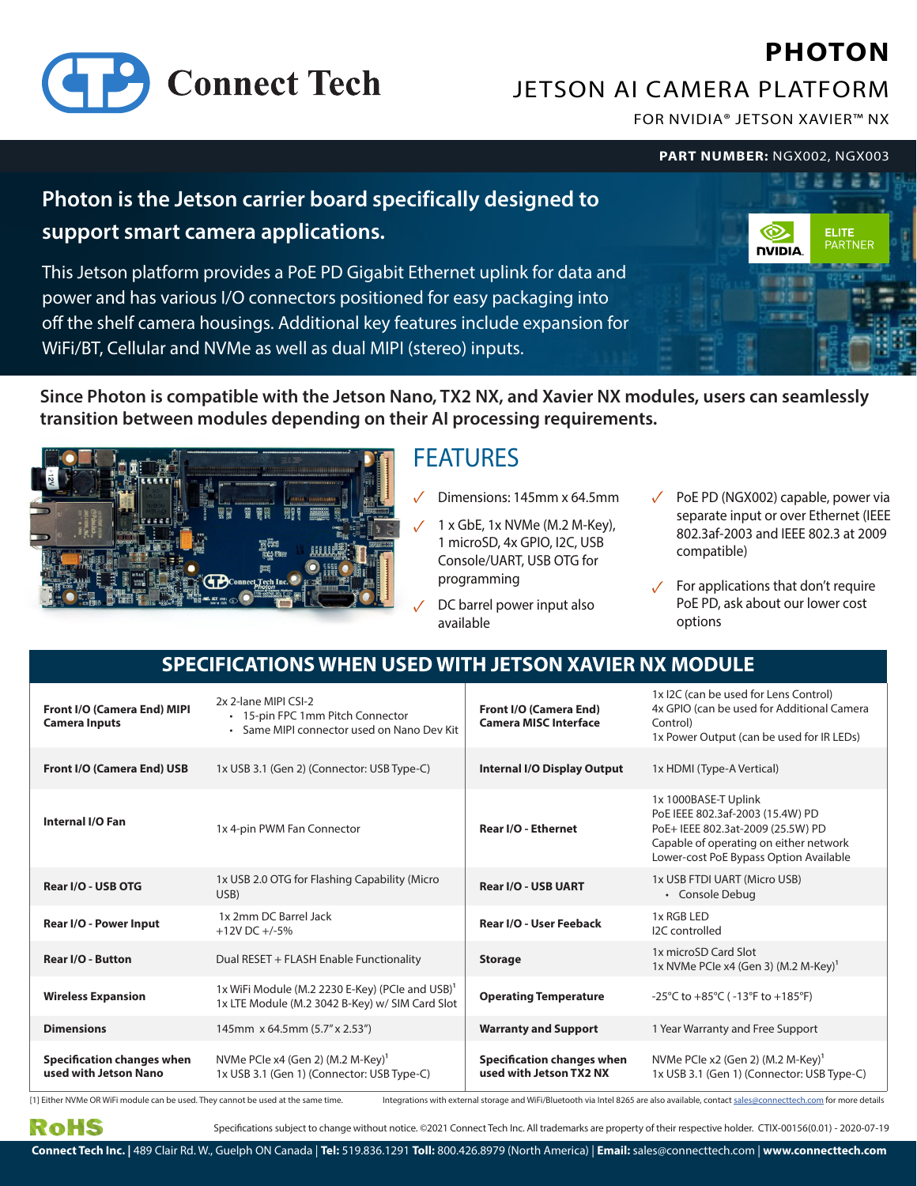Connect Tech

# PHOTON

## JETSON AI CAMERA PLATFORM

FOR NVIDIA® JETSON XAVIER™ NX

**PART NUMBER:** NGX002, NGX003

**Photon is the Jetson carrier board specifically designed to support smart camera applications.**

This Jetson platform provides a PoE PD Gigabit Ethernet uplink for data and power and has various I/O connectors positioned for easy packaging into off the shelf camera housings. Additional key features include expansion for WiFi/BT, Cellular and NVMe as well as dual MIPI (stereo) inputs.

NVIDIA ELITE PARTNER

**Since Photon is compatible with the Jetson Nano, TX2 NX, and Xavier NX modules, users can seamlessly transition between modules depending on their AI processing requirements.**

## FEATURES

- ✓ Dimensions: 145mm x 64.5mm
- ✓ 1 x GbE, 1x NVMe (M.2 M-Key), 1 microSD, 4x GPIO, I2C, USB Console/UART, USB OTG for programming
- ✓ DC barrel power input also available
- ✓ PoE PD (NGX002) capable, power via separate input or over Ethernet (IEEE 802.3af-2003 and IEEE 802.3 at 2009 compatible)
- ✓ For applications that don't require PoE PD, ask about our lower cost options

## SPECIFICATIONS WHEN USED WITH JETSON XAVIER NX MODULE

| | | | |
|---|---|---|---|
| **Front I/O (Camera End) MIPI Camera Inputs** | 2x 2-lane MIPI CSI-2<br>• 15-pin FPC 1mm Pitch Connector<br>• Same MIPI connector used on Nano Dev Kit | **Front I/O (Camera End) Camera MISC Interface** | 1x I2C (can be used for Lens Control)<br>4x GPIO (can be used for Additional Camera Control)<br>1x Power Output (can be used for IR LEDs) |
| **Front I/O (Camera End) USB** | 1x USB 3.1 (Gen 2) (Connector: USB Type-C) | **Internal I/O Display Output** | 1x HDMI (Type-A Vertical) |
| **Internal I/O Fan** | 1x 4-pin PWM Fan Connector | **Rear I/O - Ethernet** | 1x 1000BASE-T Uplink<br>PoE IEEE 802.3af-2003 (15.4W) PD<br>PoE+ IEEE 802.3at-2009 (25.5W) PD<br>Capable of operating on either network<br>Lower-cost PoE Bypass Option Available |
| **Rear I/O - USB OTG** | 1x USB 2.0 OTG for Flashing Capability (Micro USB) | **Rear I/O - USB UART** | 1x USB FTDI UART (Micro USB)<br>• Console Debug |
| **Rear I/O - Power Input** | 1x 2mm DC Barrel Jack<br>+12V DC +/-5% | **Rear I/O - User Feeback** | 1x RGB LED<br>I2C controlled |
| **Rear I/O - Button** | Dual RESET + FLASH Enable Functionality | **Storage** | 1x microSD Card Slot<br>1x NVMe PCIe x4 (Gen 3) (M.2 M-Key)[1] |
| **Wireless Expansion** | 1x WiFi Module (M.2 2230 E-Key) (PCIe and USB)[1]<br>1x LTE Module (M.2 3042 B-Key) w/ SIM Card Slot | **Operating Temperature** | -25°C to +85°C ( -13°F to +185°F) |
| **Dimensions** | 145mm x 64.5mm (5.7" x 2.53") | **Warranty and Support** | 1 Year Warranty and Free Support |
| **Specification changes when used with Jetson Nano** | NVMe PCIe x4 (Gen 2) (M.2 M-Key)[1]<br>1x USB 3.1 (Gen 1) (Connector: USB Type-C) | **Specification changes when used with Jetson TX2 NX** | NVMe PCIe x2 (Gen 2) (M.2 M-Key)[1]<br>1x USB 3.1 (Gen 1) (Connector: USB Type-C) |

[1] Either NVMe OR WiFi module can be used. They cannot be used at the same time.

Integrations with external storage and WiFi/Bluetooth via Intel 8265 are also available, contact sales@connecttech.com for more details

RoHS

Specifications subject to change without notice. ©2021 Connect Tech Inc. All trademarks are property of their respective holder. CTIX-00156(0.01) - 2020-07-19

**Connect Tech Inc.** | 489 Clair Rd. W., Guelph ON Canada | **Tel:** 519.836.1291 **Toll:** 800.426.8979 (North America) | **Email:** sales@connecttech.com | **www.connecttech.com**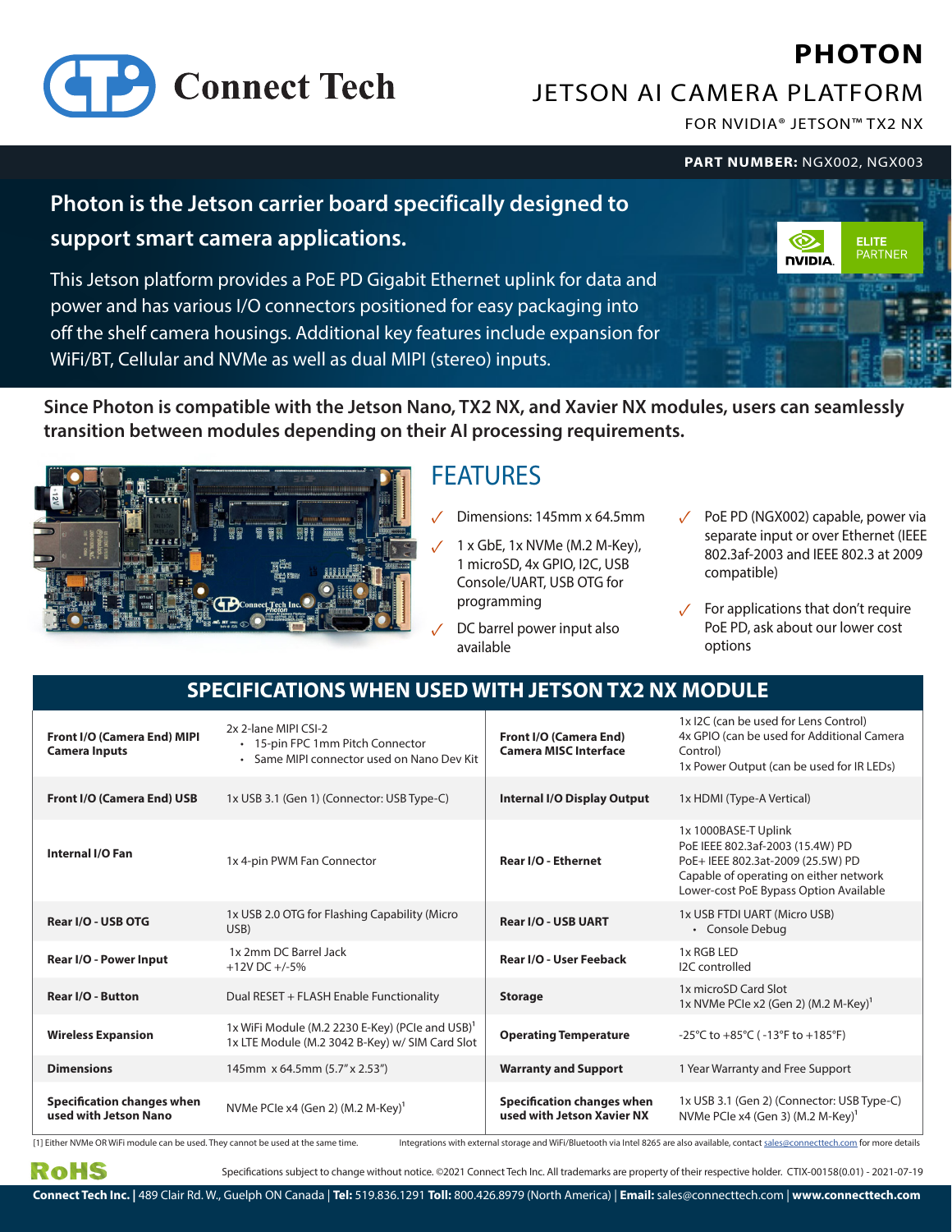# Connect Tech

# PHOTON

## JETSON AI CAMERA PLATFORM

FOR NVIDIA® JETSON™ TX2 NX

**PART NUMBER:** NGX002, NGX003

**Photon is the Jetson carrier board specifically designed to support smart camera applications.**

This Jetson platform provides a PoE PD Gigabit Ethernet uplink for data and power and has various I/O connectors positioned for easy packaging into off the shelf camera housings. Additional key features include expansion for WiFi/BT, Cellular and NVMe as well as dual MIPI (stereo) inputs.

NVIDIA ELITE PARTNER

**Since Photon is compatible with the Jetson Nano, TX2 NX, and Xavier NX modules, users can seamlessly transition between modules depending on their AI processing requirements.**

## FEATURES

- Dimensions: 145mm x 64.5mm
- 1 x GbE, 1x NVMe (M.2 M-Key), 1 microSD, 4x GPIO, I2C, USB Console/UART, USB OTG for programming
- DC barrel power input also available
- PoE PD (NGX002) capable, power via separate input or over Ethernet (IEEE 802.3af-2003 and IEEE 802.3 at 2009 compatible)
- For applications that don't require PoE PD, ask about our lower cost options

## SPECIFICATIONS WHEN USED WITH JETSON TX2 NX MODULE

| | | | |
|---|---|---|---|
| **Front I/O (Camera End) MIPI Camera Inputs** | 2x 2-lane MIPI CSI-2<br>• 15-pin FPC 1mm Pitch Connector<br>• Same MIPI connector used on Nano Dev Kit | **Front I/O (Camera End) Camera MISC Interface** | 1x I2C (can be used for Lens Control)<br>4x GPIO (can be used for Additional Camera Control)<br>1x Power Output (can be used for IR LEDs) |
| **Front I/O (Camera End) USB** | 1x USB 3.1 (Gen 1) (Connector: USB Type-C) | **Internal I/O Display Output** | 1x HDMI (Type-A Vertical) |
| **Internal I/O Fan** | 1x 4-pin PWM Fan Connector | **Rear I/O - Ethernet** | 1x 1000BASE-T Uplink<br>PoE IEEE 802.3af-2003 (15.4W) PD<br>PoE+ IEEE 802.3at-2009 (25.5W) PD<br>Capable of operating on either network<br>Lower-cost PoE Bypass Option Available |
| **Rear I/O - USB OTG** | 1x USB 2.0 OTG for Flashing Capability (Micro USB) | **Rear I/O - USB UART** | 1x USB FTDI UART (Micro USB)<br>• Console Debug |
| **Rear I/O - Power Input** | 1x 2mm DC Barrel Jack<br>+12V DC +/-5% | **Rear I/O - User Feeback** | 1x RGB LED<br>I2C controlled |
| **Rear I/O - Button** | Dual RESET + FLASH Enable Functionality | **Storage** | 1x microSD Card Slot<br>1x NVMe PCIe x2 (Gen 2) (M.2 M-Key)[1] |
| **Wireless Expansion** | 1x WiFi Module (M.2 2230 E-Key) (PCIe and USB)[1]<br>1x LTE Module (M.2 3042 B-Key) w/ SIM Card Slot | **Operating Temperature** | -25°C to +85°C ( -13°F to +185°F) |
| **Dimensions** | 145mm x 64.5mm (5.7" x 2.53") | **Warranty and Support** | 1 Year Warranty and Free Support |
| **Specification changes when used with Jetson Nano** | NVMe PCIe x4 (Gen 2) (M.2 M-Key)[1] | **Specification changes when used with Jetson Xavier NX** | 1x USB 3.1 (Gen 2) (Connector: USB Type-C)<br>NVMe PCIe x4 (Gen 3) (M.2 M-Key)[1] |

[1] Either NVMe OR WiFi module can be used. They cannot be used at the same time.

Integrations with external storage and WiFi/Bluetooth via Intel 8265 are also available, contact sales@connecttech.com for more details

RoHS

Specifications subject to change without notice. ©2021 Connect Tech Inc. All trademarks are property of their respective holder. CTIX-00158(0.01) - 2021-07-19

**Connect Tech Inc.** | 489 Clair Rd. W., Guelph ON Canada | **Tel:** 519.836.1291 **Toll:** 800.426.8979 (North America) | **Email:** sales@connecttech.com | **www.connecttech.com**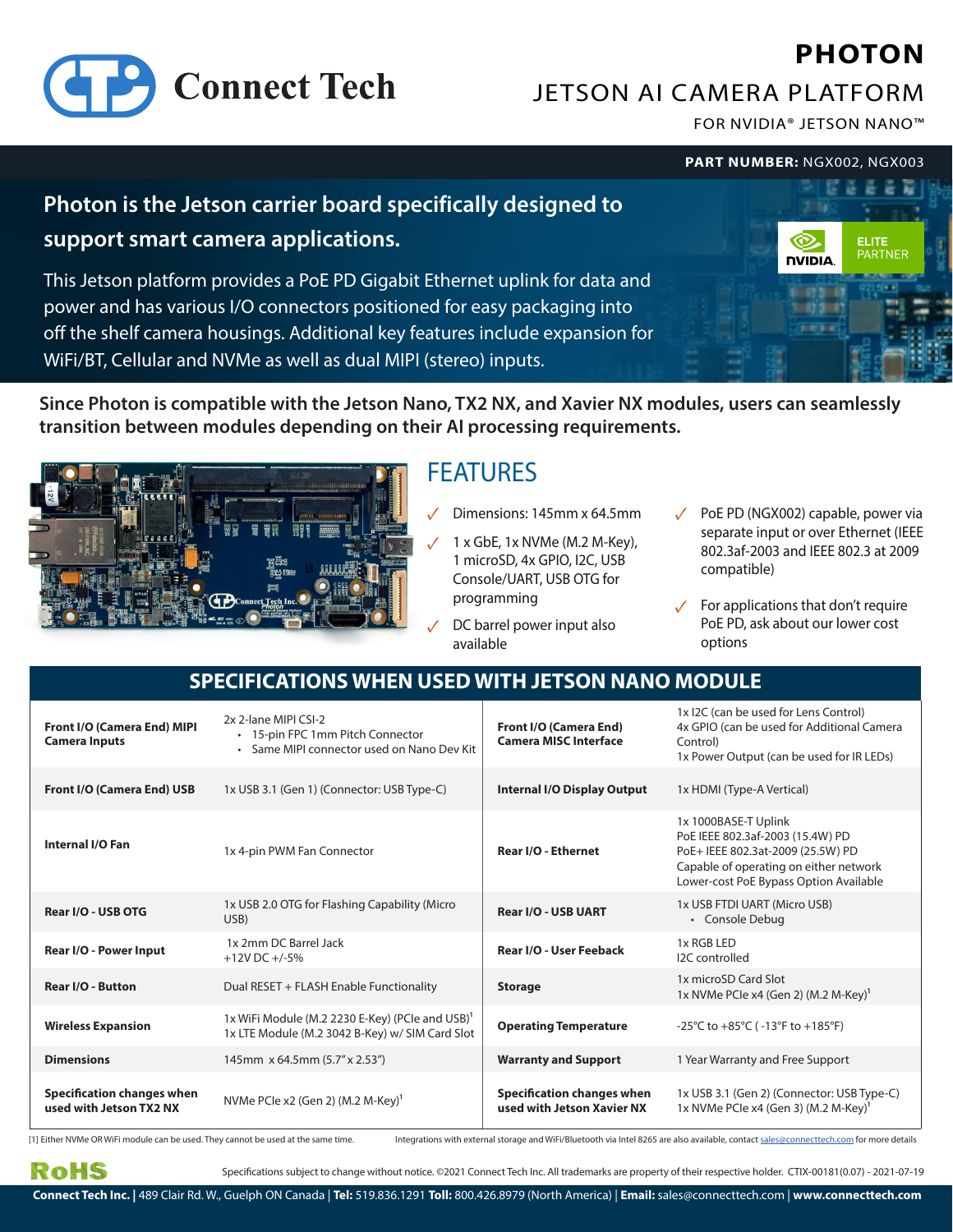Connect Tech

# PHOTON

## JETSON AI CAMERA PLATFORM

FOR NVIDIA® JETSON NANO™

**PART NUMBER:** NGX002, NGX003

**Photon is the Jetson carrier board specifically designed to support smart camera applications.**

This Jetson platform provides a PoE PD Gigabit Ethernet uplink for data and power and has various I/O connectors positioned for easy packaging into off the shelf camera housings. Additional key features include expansion for WiFi/BT, Cellular and NVMe as well as dual MIPI (stereo) inputs.

NVIDIA ELITE PARTNER

**Since Photon is compatible with the Jetson Nano, TX2 NX, and Xavier NX modules, users can seamlessly transition between modules depending on their AI processing requirements.**

## FEATURES

- ✓ Dimensions: 145mm x 64.5mm
- ✓ 1 x GbE, 1x NVMe (M.2 M-Key), 1 microSD, 4x GPIO, I2C, USB Console/UART, USB OTG for programming
- ✓ DC barrel power input also available
- ✓ PoE PD (NGX002) capable, power via separate input or over Ethernet (IEEE 802.3af-2003 and IEEE 802.3 at 2009 compatible)
- ✓ For applications that don't require PoE PD, ask about our lower cost options

## SPECIFICATIONS WHEN USED WITH JETSON NANO MODULE

| | | | |
|---|---|---|---|
| **Front I/O (Camera End) MIPI Camera Inputs** | 2x 2-lane MIPI CSI-2<br>• 15-pin FPC 1mm Pitch Connector<br>• Same MIPI connector used on Nano Dev Kit | **Front I/O (Camera End) Camera MISC Interface** | 1x I2C (can be used for Lens Control)<br>4x GPIO (can be used for Additional Camera Control)<br>1x Power Output (can be used for IR LEDs) |
| **Front I/O (Camera End) USB** | 1x USB 3.1 (Gen 1) (Connector: USB Type-C) | **Internal I/O Display Output** | 1x HDMI (Type-A Vertical) |
| **Internal I/O Fan** | 1x 4-pin PWM Fan Connector | **Rear I/O - Ethernet** | 1x 1000BASE-T Uplink<br>PoE IEEE 802.3af-2003 (15.4W) PD<br>PoE+ IEEE 802.3at-2009 (25.5W) PD<br>Capable of operating on either network<br>Lower-cost PoE Bypass Option Available |
| **Rear I/O - USB OTG** | 1x USB 2.0 OTG for Flashing Capability (Micro USB) | **Rear I/O - USB UART** | 1x USB FTDI UART (Micro USB)<br>• Console Debug |
| **Rear I/O - Power Input** | 1x 2mm DC Barrel Jack<br>+12V DC +/-5% | **Rear I/O - User Feeback** | 1x RGB LED<br>I2C controlled |
| **Rear I/O - Button** | Dual RESET + FLASH Enable Functionality | **Storage** | 1x microSD Card Slot<br>1x NVMe PCIe x4 (Gen 2) (M.2 M-Key)[1] |
| **Wireless Expansion** | 1x WiFi Module (M.2 2230 E-Key) (PCIe and USB)[1]<br>1x LTE Module (M.2 3042 B-Key) w/ SIM Card Slot | **Operating Temperature** | -25°C to +85°C ( -13°F to +185°F) |
| **Dimensions** | 145mm x 64.5mm (5.7" x 2.53") | **Warranty and Support** | 1 Year Warranty and Free Support |
| **Specification changes when used with Jetson TX2 NX** | NVMe PCIe x2 (Gen 2) (M.2 M-Key)[1] | **Specification changes when used with Jetson Xavier NX** | 1x USB 3.1 (Gen 2) (Connector: USB Type-C)<br>1x NVMe PCIe x4 (Gen 3) (M.2 M-Key)[1] |

[1] Either NVMe OR WiFi module can be used. They cannot be used at the same time.

Integrations with external storage and WiFi/Bluetooth via Intel 8265 are also available, contact sales@connecttech.com for more details

RoHS

Specifications subject to change without notice. ©2021 Connect Tech Inc. All trademarks are property of their respective holder. CTIX-00181(0.07) - 2021-07-19

**Connect Tech Inc.** | 489 Clair Rd. W., Guelph ON Canada | **Tel:** 519.836.1291 **Toll:** 800.426.8979 (North America) | **Email:** sales@connecttech.com | **www.connecttech.com**